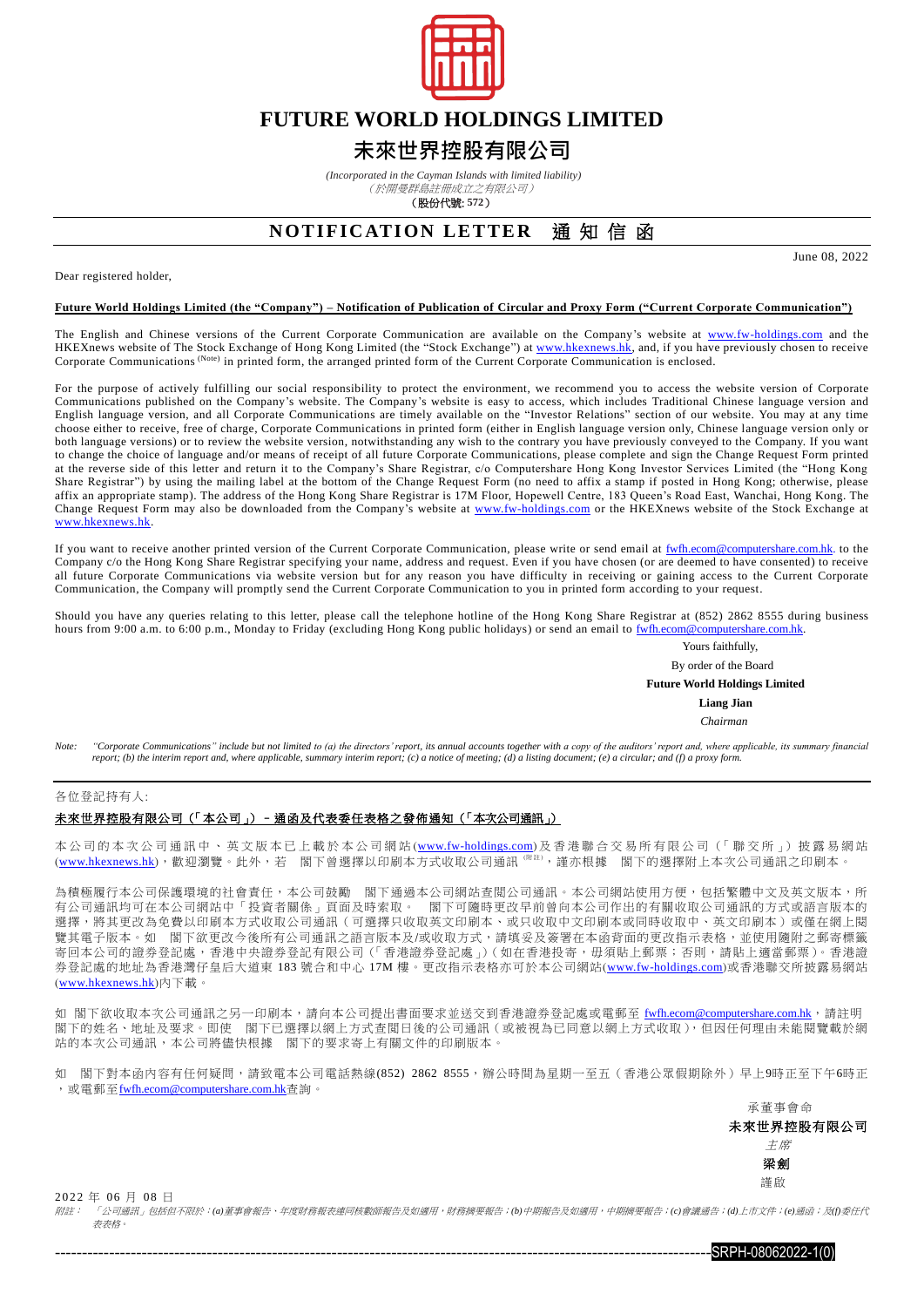# FUTURE WORLD HOLDINGS LIMITED

# 未來世界控股有限公司

*(Incorporated in the Cayman Islands with limited liability)*
*（於開曼群島註冊成立之有限公司）*
**（股份代號: 572）**

## NOTIFICATION LETTER 通知信函

June 08, 2022

Dear registered holder,

**Future World Holdings Limited (the "Company") – Notification of Publication of Circular and Proxy Form ("Current Corporate Communication")**

The English and Chinese versions of the Current Corporate Communication are available on the Company's website at www.fw-holdings.com and the HKEXnews website of The Stock Exchange of Hong Kong Limited (the "Stock Exchange") at www.hkexnews.hk, and, if you have previously chosen to receive Corporate Communications (Note) in printed form, the arranged printed form of the Current Corporate Communication is enclosed.

For the purpose of actively fulfilling our social responsibility to protect the environment, we recommend you to access the website version of Corporate Communications published on the Company's website. The Company's website is easy to access, which includes Traditional Chinese language version and English language version, and all Corporate Communications are timely available on the "Investor Relations" section of our website. You may at any time choose either to receive, free of charge, Corporate Communications in printed form (either in English language version only, Chinese language version only or both language versions) or to review the website version, notwithstanding any wish to the contrary you have previously conveyed to the Company. If you want to change the choice of language and/or means of receipt of all future Corporate Communications, please complete and sign the Change Request Form printed at the reverse side of this letter and return it to the Company's Share Registrar, c/o Computershare Hong Kong Investor Services Limited (the "Hong Kong Share Registrar") by using the mailing label at the bottom of the Change Request Form (no need to affix a stamp if posted in Hong Kong; otherwise, please affix an appropriate stamp). The address of the Hong Kong Share Registrar is 17M Floor, Hopewell Centre, 183 Queen's Road East, Wanchai, Hong Kong. The Change Request Form may also be downloaded from the Company's website at www.fw-holdings.com or the HKEXnews website of the Stock Exchange at www.hkexnews.hk.

If you want to receive another printed version of the Current Corporate Communication, please write or send email at fwfh.ecom@computershare.com.hk. to the Company c/o the Hong Kong Share Registrar specifying your name, address and request. Even if you have chosen (or are deemed to have consented) to receive all future Corporate Communications via website version but for any reason you have difficulty in receiving or gaining access to the Current Corporate Communication, the Company will promptly send the Current Corporate Communication to you in printed form according to your request.

Should you have any queries relating to this letter, please call the telephone hotline of the Hong Kong Share Registrar at (852) 2862 8555 during business hours from 9:00 a.m. to 6:00 p.m., Monday to Friday (excluding Hong Kong public holidays) or send an email to fwfh.ecom@computershare.com.hk.

Yours faithfully,
By order of the Board
**Future World Holdings Limited**
**Liang Jian**
*Chairman*

*Note: "Corporate Communications" include but not limited to (a) the directors' report, its annual accounts together with a copy of the auditors' report and, where applicable, its summary financial report; (b) the interim report and, where applicable, summary interim report; (c) a notice of meeting; (d) a listing document; (e) a circular; and (f) a proxy form.*

---

各位登記持有人:

**未來世界控股有限公司（「本公司」）– 通函及代表委任表格之發佈通知（「本次公司通訊」）**

本公司的本次公司通訊中、英文版本已上載於本公司網站(www.fw-holdings.com)及香港聯合交易所有限公司（「聯交所」）披露易網站(www.hkexnews.hk)，歡迎瀏覽。此外，若 閣下曾選擇以印刷本方式收取公司通訊 (附註)，謹亦根據 閣下的選擇附上本次公司通訊之印刷本。

為積極履行本公司保護環境的社會責任，本公司鼓勵 閣下通過本公司網站查閱公司通訊。本公司網站使用方便，包括繁體中文及英文版本，所有公司通訊均可在本公司網站中「投資者關係」頁面及時索取。 閣下可隨時更改早前曾向本公司作出的有關收取公司通訊的方式或語言版本的選擇，將其更改為免費以印刷本方式收取公司通訊（可選擇只收取英文印刷本、或只收取中文印刷本或同時收取中、英文印刷本）或僅在網上閱覽其電子版本。如 閣下欲更改今後所有公司通訊之語言版本及/或收取方式，請填妥及簽署在本函背面的更改指示表格，並使用隨附之郵寄標籤寄回本公司的證券登記處，香港中央證券登記有限公司（「香港證券登記處」）（如在香港投寄，毋須貼上郵票；否則，請貼上適當郵票）。香港證券登記處的地址為香港灣仔皇后大道東 183 號合和中心 17M 樓。更改指示表格亦可於本公司網站(www.fw-holdings.com)或香港聯交所披露易網站(www.hkexnews.hk)內下載。

如 閣下欲收取本次公司通訊之另一印刷本，請向本公司提出書面要求並送交到香港證券登記處或電郵至 fwfh.ecom@computershare.com.hk，請註明閣下的姓名、地址及要求。即使 閣下已選擇以網上方式查閱日後的公司通訊（或被視為已同意以網上方式收取），但因任何理由未能閱覽載於網站的本次公司通訊，本公司將儘快根據 閣下的要求寄上有關文件的印刷版本。

如 閣下對本函內容有任何疑問，請致電本公司電話熱線(852) 2862 8555，辦公時間為星期一至五（香港公眾假期除外）早上9時正至下午6時正，或電郵至fwfh.ecom@computershare.com.hk查詢。

承董事會命
**未來世界控股有限公司**
*主席*
**梁劍**
謹啟

2022 年 06 月 08 日

*附註：「公司通訊」包括但不限於：(a)董事會報告、年度財務報表連同核數師報告及如適用，財務摘要報告；(b)中期報告及如適用，中期摘要報告；(c)會議通告；(d)上市文件；(e)通函；及(f)委任代表表格。*

SRPH-08062022-1(0)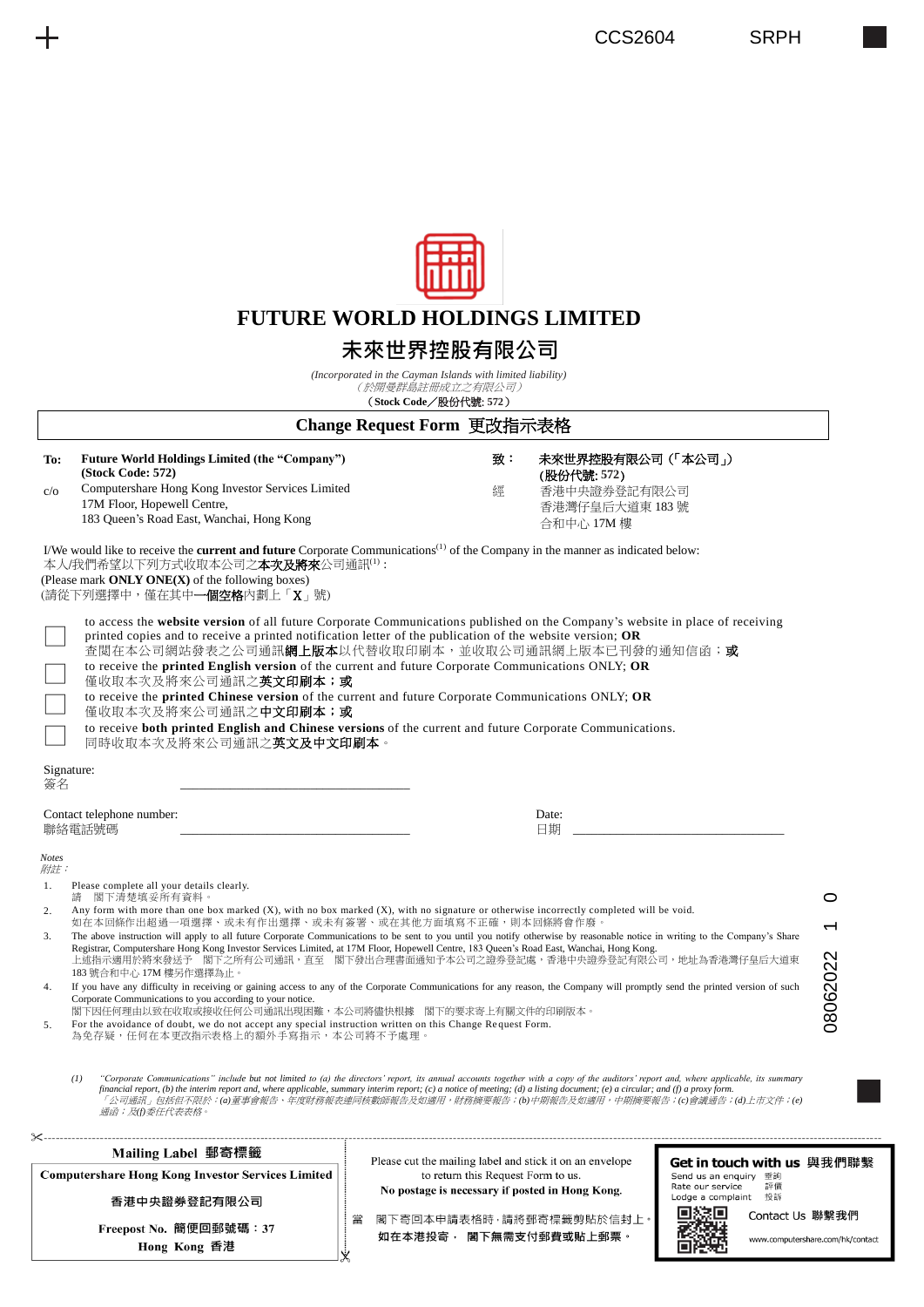CCS2604 SRPH

# FUTURE WORLD HOLDINGS LIMITED

# 未來世界控股有限公司

*(Incorporated in the Cayman Islands with limited liability)*
*（於開曼群島註冊成立之有限公司）*
**（Stock Code／股份代號: 572）**

## Change Request Form 更改指示表格

**To: Future World Holdings Limited (the "Company") (Stock Code: 572)**
c/o Computershare Hong Kong Investor Services Limited
17M Floor, Hopewell Centre,
183 Queen's Road East, Wanchai, Hong Kong

**致： 未來世界控股有限公司（「本公司」）(股份代號: 572)**
經 香港中央證券登記有限公司
香港灣仔皇后大道東183號
合和中心17M樓

I/We would like to receive the **current and future** Corporate Communications[(1)] of the Company in the manner as indicated below:
本人/我們希望以下列方式收取本公司之**本次及將來**公司通訊[(1)]：
(Please mark **ONLY ONE(X)** of the following boxes)
(請從下列選擇中，僅在其中**一個空格**內劃上「**X**」號)

☐ to access the **website version** of all future Corporate Communications published on the Company's website in place of receiving printed copies and to receive a printed notification letter of the publication of the website version; **OR**
查閱在本公司網站發表之公司通訊**網上版本**以代替收取印刷本，並收取公司通訊網上版本已刊發的通知信函；**或**

☐ to receive the **printed English version** of the current and future Corporate Communications ONLY; **OR**
僅收取本次及將來公司通訊之**英文印刷本；或**

☐ to receive the **printed Chinese version** of the current and future Corporate Communications ONLY; **OR**
僅收取本次及將來公司通訊之**中文印刷本；或**

☐ to receive **both printed English and Chinese versions** of the current and future Corporate Communications.
同時收取本次及將來公司通訊之**英文及中文印刷本**。

Signature:
簽名 ______________________________

Contact telephone number:
聯絡電話號碼 ______________________________

Date:
日期 ______________________________

*Notes*
*附註：*

1. Please complete all your details clearly.
請 閣下清楚填妥所有資料。
2. Any form with more than one box marked (X), with no box marked (X), with no signature or otherwise incorrectly completed will be void.
如在本回條作出超過一項選擇、或未有作出選擇、或未有簽署、或在其他方面填寫不正確，則本回條將會作廢。
3. The above instruction will apply to all future Corporate Communications to be sent to you until you notify otherwise by reasonable notice in writing to the Company's Share Registrar, Computershare Hong Kong Investor Services Limited, at 17M Floor, Hopewell Centre, 183 Queen's Road East, Wanchai, Hong Kong.
上述指示適用於將來發送予 閣下之所有公司通訊，直至 閣下發出合理書面通知予本公司之證券登記處，香港中央證券登記有限公司，地址為香港灣仔皇后大道東183號合和中心17M樓另作選擇為止。
4. If you have any difficulty in receiving or gaining access to any of the Corporate Communications for any reason, the Company will promptly send the printed version of such Corporate Communications to you according to your notice.
閣下因任何理由以致在收取或接收任何公司通訊出現困難，本公司將儘快根據 閣下的要求寄上有關文件的印刷版本。
5. For the avoidance of doubt, we do not accept any special instruction written on this Change Request Form.
為免生疑，任何在本更改指示表格上的額外手寫指示，本公司將不予處理。

*(1) "Corporate Communications" include but not limited to (a) the directors' report, its annual accounts together with a copy of the auditors' report and, where applicable, its summary financial report, (b) the interim report and, where applicable, summary interim report; (c) a notice of meeting; (d) a listing document; (e) a circular; and (f) a proxy form.*
*「公司通訊」包括但不限於：(a)董事會報告、年度財務報表連同核數師報告及如適用，財務摘要報告；(b)中期報告及如適用，中期摘要報告；(c)會議通告；(d)上市文件；(e)通函；及(f)委任代表表格。*

08062022 1 0

---

**Mailing Label 郵寄標籤**

**Computershare Hong Kong Investor Services Limited**

**香港中央證券登記有限公司**

**Freepost No. 簡便回郵號碼：37**

**Hong Kong 香港**

Please cut the mailing label and stick it on an envelope to return this Request Form to us.
**No postage is necessary if posted in Hong Kong.**

當 閣下寄回本申請表格時，請將郵寄標籤剪貼於信封上。
**如在本港投寄， 閣下無需支付郵費或貼上郵票。**

**Get in touch with us 與我們聯繫**
Send us an enquiry 查詢
Rate our service 評價
Lodge a complaint 投訴
Contact Us 聯繫我們
www.computershare.com/hk/contact